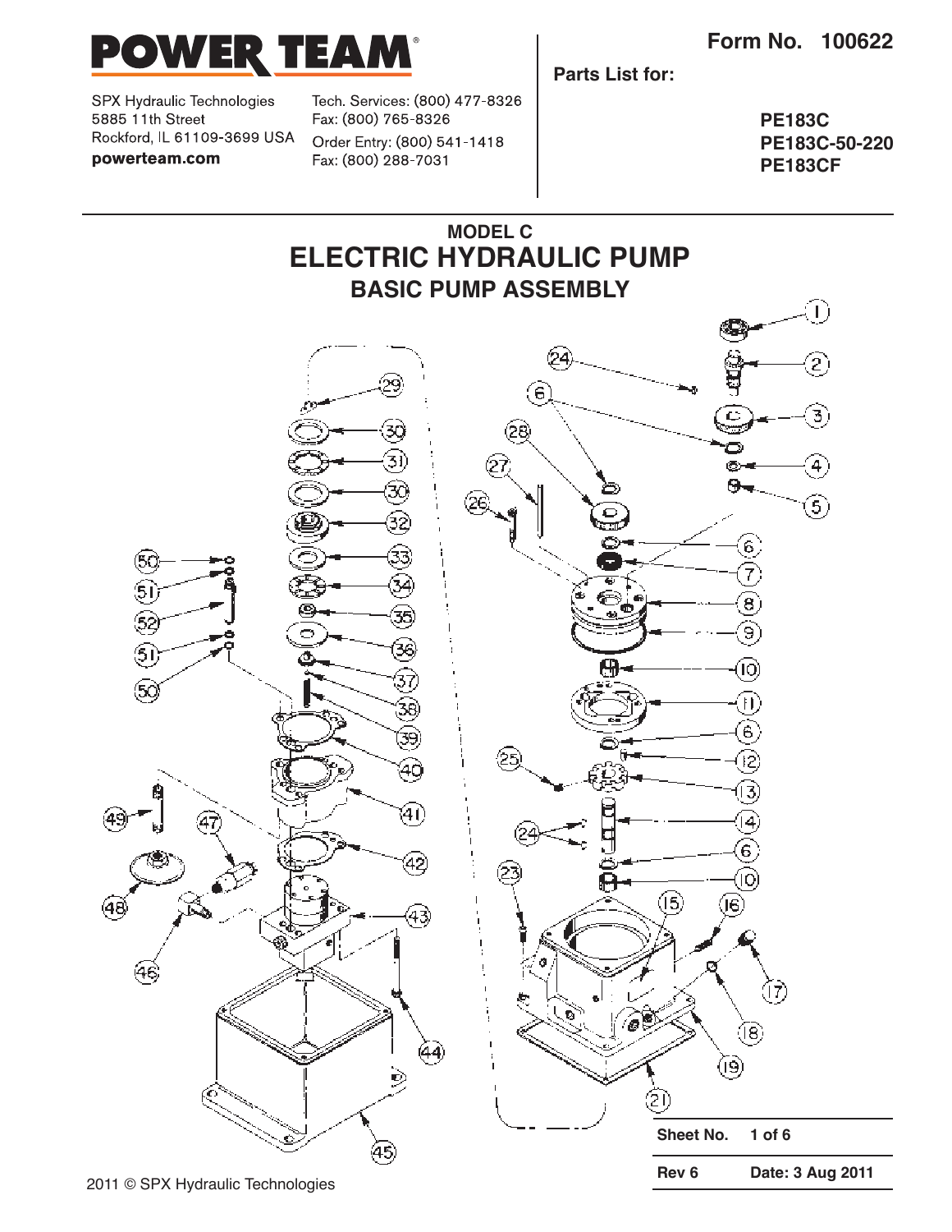**POWER TEAM**

SPX Hydraulic Technologies
5885 11th Street
Rockford, IL 61109-3699 USA
**powerteam.com**

Tech. Services: (800) 477-8326
Fax: (800) 765-8326
Order Entry: (800) 541-1418
Fax: (800) 288-7031

**Form No. 100622**

**Parts List for:**

**PE183C**
**PE183C-50-220**
**PE183CF**

## MODEL C

# ELECTRIC HYDRAULIC PUMP

## BASIC PUMP ASSEMBLY

| Sheet No. | 1 of 6 |
|---|---|
| Rev 6 | Date: 3 Aug 2011 |

2011 © SPX Hydraulic Technologies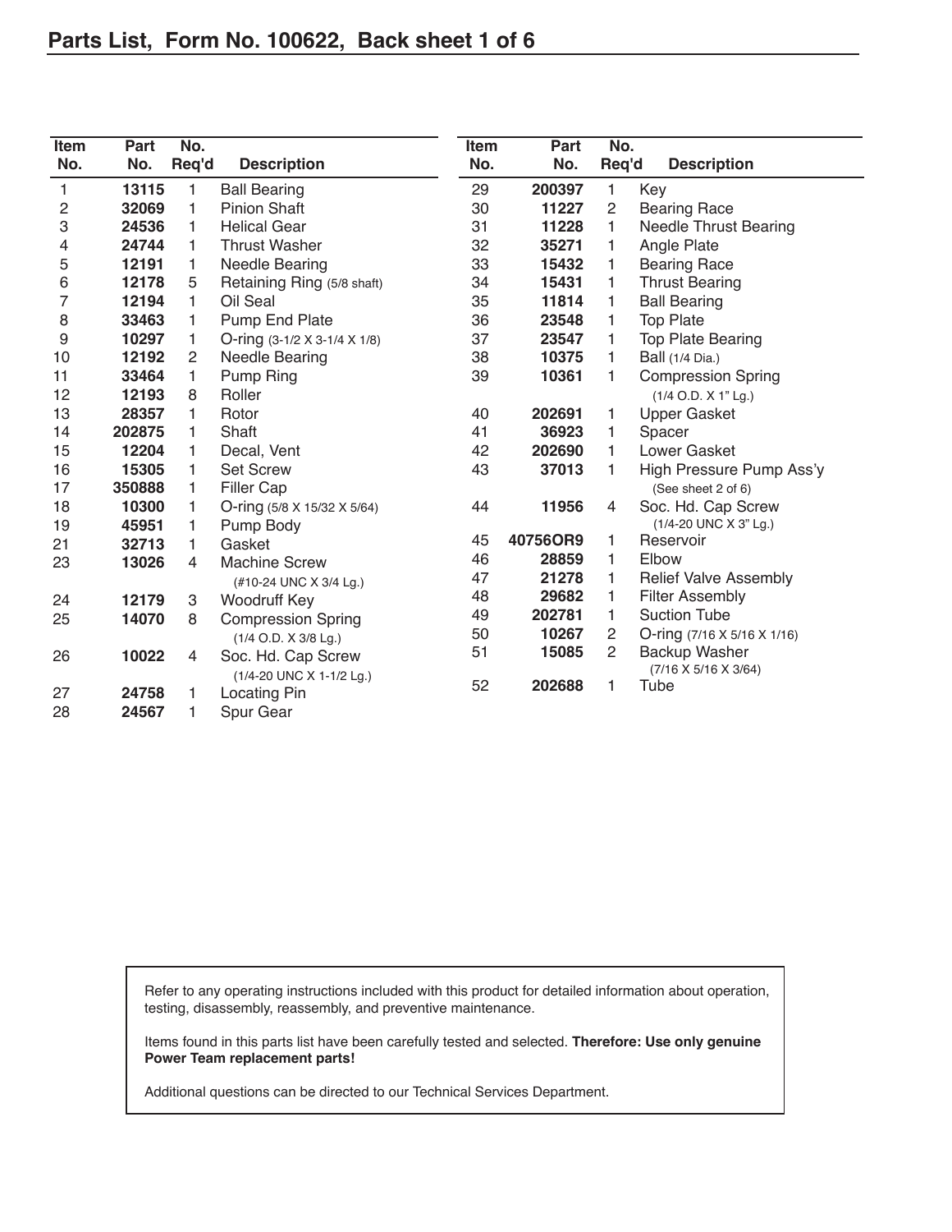## Parts List, Form No. 100622, Back sheet 1 of 6

| Item No. | Part No. | No. Req'd | Description |
|---|---|---|---|
| 1 | **13115** | 1 | Ball Bearing |
| 2 | **32069** | 1 | Pinion Shaft |
| 3 | **24536** | 1 | Helical Gear |
| 4 | **24744** | 1 | Thrust Washer |
| 5 | **12191** | 1 | Needle Bearing |
| 6 | **12178** | 5 | Retaining Ring (5/8 shaft) |
| 7 | **12194** | 1 | Oil Seal |
| 8 | **33463** | 1 | Pump End Plate |
| 9 | **10297** | 1 | O-ring (3-1/2 X 3-1/4 X 1/8) |
| 10 | **12192** | 2 | Needle Bearing |
| 11 | **33464** | 1 | Pump Ring |
| 12 | **12193** | 8 | Roller |
| 13 | **28357** | 1 | Rotor |
| 14 | **202875** | 1 | Shaft |
| 15 | **12204** | 1 | Decal, Vent |
| 16 | **15305** | 1 | Set Screw |
| 17 | **350888** | 1 | Filler Cap |
| 18 | **10300** | 1 | O-ring (5/8 X 15/32 X 5/64) |
| 19 | **45951** | 1 | Pump Body |
| 21 | **32713** | 1 | Gasket |
| 23 | **13026** | 4 | Machine Screw (#10-24 UNC X 3/4 Lg.) |
| 24 | **12179** | 3 | Woodruff Key |
| 25 | **14070** | 8 | Compression Spring (1/4 O.D. X 3/8 Lg.) |
| 26 | **10022** | 4 | Soc. Hd. Cap Screw (1/4-20 UNC X 1-1/2 Lg.) |
| 27 | **24758** | 1 | Locating Pin |
| 28 | **24567** | 1 | Spur Gear |
| 29 | **200397** | 1 | Key |
| 30 | **11227** | 2 | Bearing Race |
| 31 | **11228** | 1 | Needle Thrust Bearing |
| 32 | **35271** | 1 | Angle Plate |
| 33 | **15432** | 1 | Bearing Race |
| 34 | **15431** | 1 | Thrust Bearing |
| 35 | **11814** | 1 | Ball Bearing |
| 36 | **23548** | 1 | Top Plate |
| 37 | **23547** | 1 | Top Plate Bearing |
| 38 | **10375** | 1 | Ball (1/4 Dia.) |
| 39 | **10361** | 1 | Compression Spring (1/4 O.D. X 1" Lg.) |
| 40 | **202691** | 1 | Upper Gasket |
| 41 | **36923** | 1 | Spacer |
| 42 | **202690** | 1 | Lower Gasket |
| 43 | **37013** | 1 | High Pressure Pump Ass'y (See sheet 2 of 6) |
| 44 | **11956** | 4 | Soc. Hd. Cap Screw (1/4-20 UNC X 3" Lg.) |
| 45 | **40756OR9** | 1 | Reservoir |
| 46 | **28859** | 1 | Elbow |
| 47 | **21278** | 1 | Relief Valve Assembly |
| 48 | **29682** | 1 | Filter Assembly |
| 49 | **202781** | 1 | Suction Tube |
| 50 | **10267** | 2 | O-ring (7/16 X 5/16 X 1/16) |
| 51 | **15085** | 2 | Backup Washer (7/16 X 5/16 X 3/64) |
| 52 | **202688** | 1 | Tube |

Refer to any operating instructions included with this product for detailed information about operation, testing, disassembly, reassembly, and preventive maintenance.

Items found in this parts list have been carefully tested and selected. **Therefore: Use only genuine Power Team replacement parts!**

Additional questions can be directed to our Technical Services Department.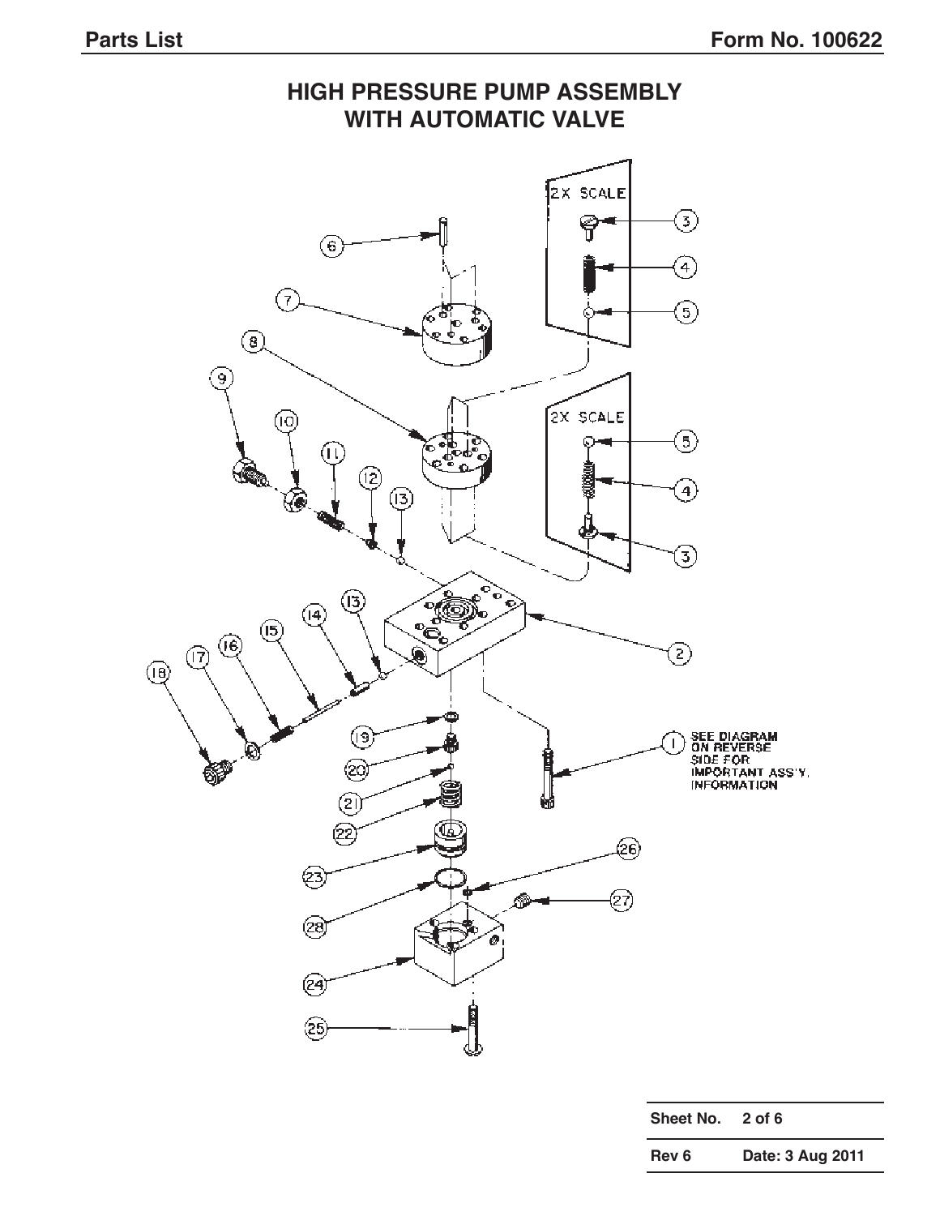# HIGH PRESSURE PUMP ASSEMBLY WITH AUTOMATIC VALVE

2X SCALE

2X SCALE

SEE DIAGRAM ON REVERSE SIDE FOR IMPORTANT ASS'Y. INFORMATION

| Sheet No. | 2 of 6 |
|---|---|
| Rev 6 | Date: 3 Aug 2011 |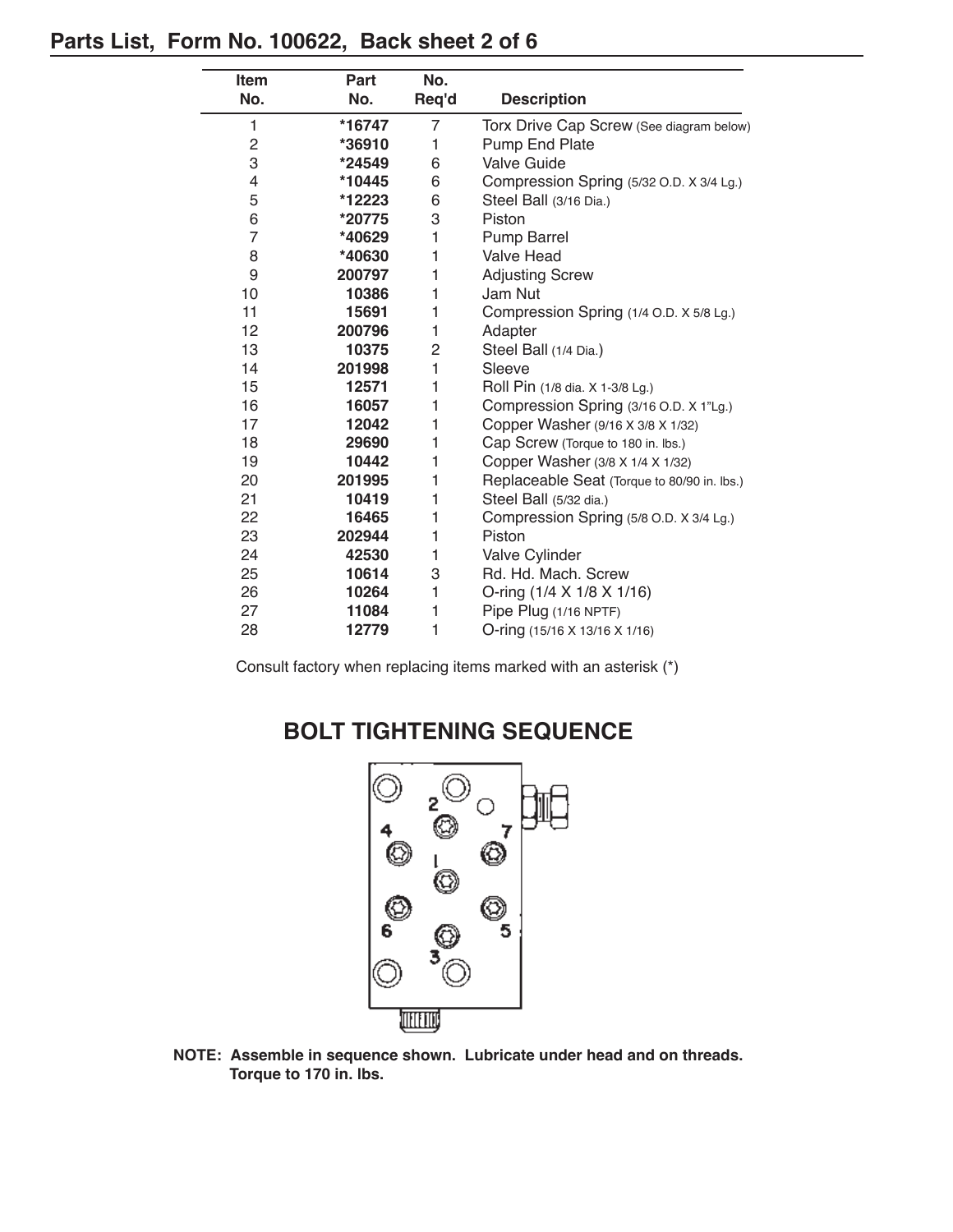## Parts List, Form No. 100622, Back sheet 2 of 6

| Item No. | Part No. | No. Req'd | Description |
|---|---|---|---|
| 1 | **\*16747** | 7 | Torx Drive Cap Screw (See diagram below) |
| 2 | **\*36910** | 1 | Pump End Plate |
| 3 | **\*24549** | 6 | Valve Guide |
| 4 | **\*10445** | 6 | Compression Spring (5/32 O.D. X 3/4 Lg.) |
| 5 | **\*12223** | 6 | Steel Ball (3/16 Dia.) |
| 6 | **\*20775** | 3 | Piston |
| 7 | **\*40629** | 1 | Pump Barrel |
| 8 | **\*40630** | 1 | Valve Head |
| 9 | **200797** | 1 | Adjusting Screw |
| 10 | **10386** | 1 | Jam Nut |
| 11 | **15691** | 1 | Compression Spring (1/4 O.D. X 5/8 Lg.) |
| 12 | **200796** | 1 | Adapter |
| 13 | **10375** | 2 | Steel Ball (1/4 Dia.) |
| 14 | **201998** | 1 | Sleeve |
| 15 | **12571** | 1 | Roll Pin (1/8 dia. X 1-3/8 Lg.) |
| 16 | **16057** | 1 | Compression Spring (3/16 O.D. X 1"Lg.) |
| 17 | **12042** | 1 | Copper Washer (9/16 X 3/8 X 1/32) |
| 18 | **29690** | 1 | Cap Screw (Torque to 180 in. lbs.) |
| 19 | **10442** | 1 | Copper Washer (3/8 X 1/4 X 1/32) |
| 20 | **201995** | 1 | Replaceable Seat (Torque to 80/90 in. lbs.) |
| 21 | **10419** | 1 | Steel Ball (5/32 dia.) |
| 22 | **16465** | 1 | Compression Spring (5/8 O.D. X 3/4 Lg.) |
| 23 | **202944** | 1 | Piston |
| 24 | **42530** | 1 | Valve Cylinder |
| 25 | **10614** | 3 | Rd. Hd. Mach. Screw |
| 26 | **10264** | 1 | O-ring (1/4 X 1/8 X 1/16) |
| 27 | **11084** | 1 | Pipe Plug (1/16 NPTF) |
| 28 | **12779** | 1 | O-ring (15/16 X 13/16 X 1/16) |

Consult factory when replacing items marked with an asterisk (*)

## BOLT TIGHTENING SEQUENCE

**NOTE: Assemble in sequence shown. Lubricate under head and on threads. Torque to 170 in. lbs.**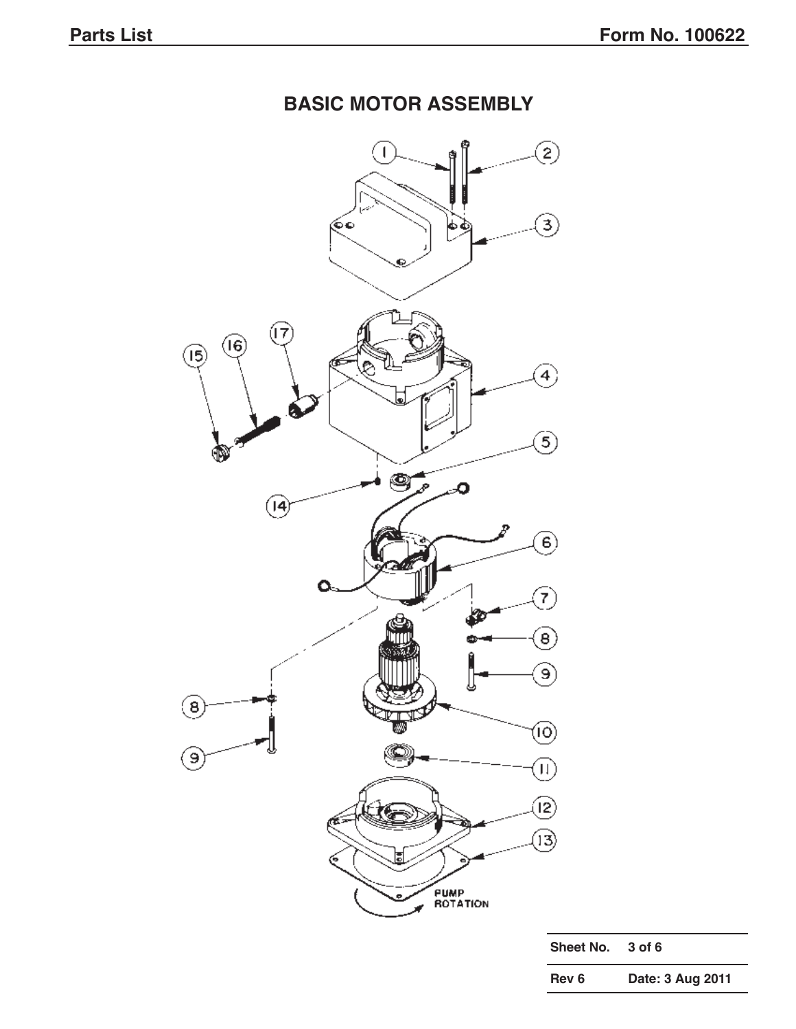# BASIC MOTOR ASSEMBLY

1
2
3
4
5
6
7
8
9
10
11
12
13
14
15
16
17

PUMP ROTATION

| Sheet No. | 3 of 6 |
|---|---|
| Rev 6 | Date: 3 Aug 2011 |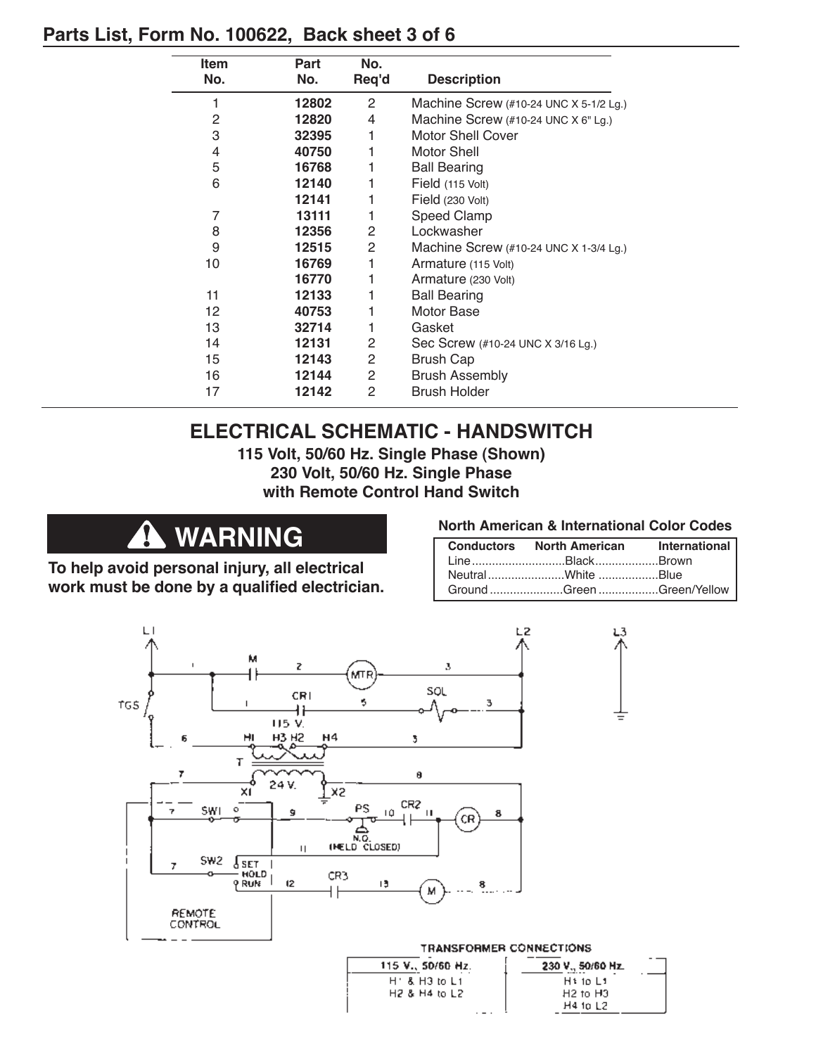## Parts List, Form No. 100622, Back sheet 3 of 6

| Item No. | Part No. | No. Req'd | Description |
|---|---|---|---|
| 1 | **12802** | 2 | Machine Screw (#10-24 UNC X 5-1/2 Lg.) |
| 2 | **12820** | 4 | Machine Screw (#10-24 UNC X 6" Lg.) |
| 3 | **32395** | 1 | Motor Shell Cover |
| 4 | **40750** | 1 | Motor Shell |
| 5 | **16768** | 1 | Ball Bearing |
| 6 | **12140** | 1 | Field (115 Volt) |
| | **12141** | 1 | Field (230 Volt) |
| 7 | **13111** | 1 | Speed Clamp |
| 8 | **12356** | 2 | Lockwasher |
| 9 | **12515** | 2 | Machine Screw (#10-24 UNC X 1-3/4 Lg.) |
| 10 | **16769** | 1 | Armature (115 Volt) |
| | **16770** | 1 | Armature (230 Volt) |
| 11 | **12133** | 1 | Ball Bearing |
| 12 | **40753** | 1 | Motor Base |
| 13 | **32714** | 1 | Gasket |
| 14 | **12131** | 2 | Sec Screw (#10-24 UNC X 3/16 Lg.) |
| 15 | **12143** | 2 | Brush Cap |
| 16 | **12144** | 2 | Brush Assembly |
| 17 | **12142** | 2 | Brush Holder |

## ELECTRICAL SCHEMATIC - HANDSWITCH

**115 Volt, 50/60 Hz. Single Phase (Shown)**
**230 Volt, 50/60 Hz. Single Phase**
**with Remote Control Hand Switch**

### ⚠ WARNING

**To help avoid personal injury, all electrical work must be done by a qualified electrician.**

**North American & International Color Codes**

| Conductors | North American | International |
|---|---|---|
| Line | Black | Brown |
| Neutral | White | Blue |
| Ground | Green | Green/Yellow |

L1 L2 L3

M, MTR, CR1, SOL, TGS, 115 V., H1 H3 H2 H4, T, 24 V., X1, X2, SW1, PS, CR2, CR, N.O. (HELD CLOSED), SW2, SET, HOLD, RUN, CR3, M, REMOTE CONTROL

**TRANSFORMER CONNECTIONS**

| 115 V., 50/60 Hz. | 230 V., 50/60 Hz. |
|---|---|
| H1 & H3 to L1 | H1 to L1 |
| H2 & H4 to L2 | H2 to H3 |
| | H4 to L2 |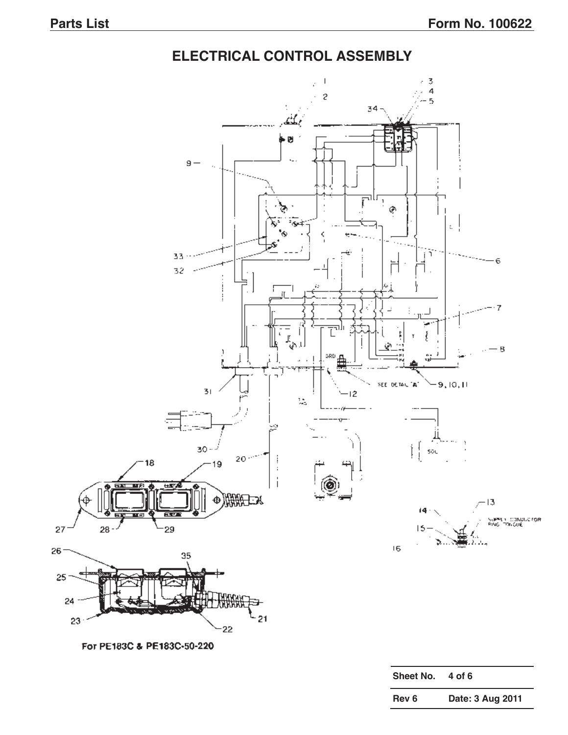## ELECTRICAL CONTROL ASSEMBLY

For PE183C & PE183C-50-220

| Sheet No. | 4 of 6 |
|---|---|
| Rev 6 | Date: 3 Aug 2011 |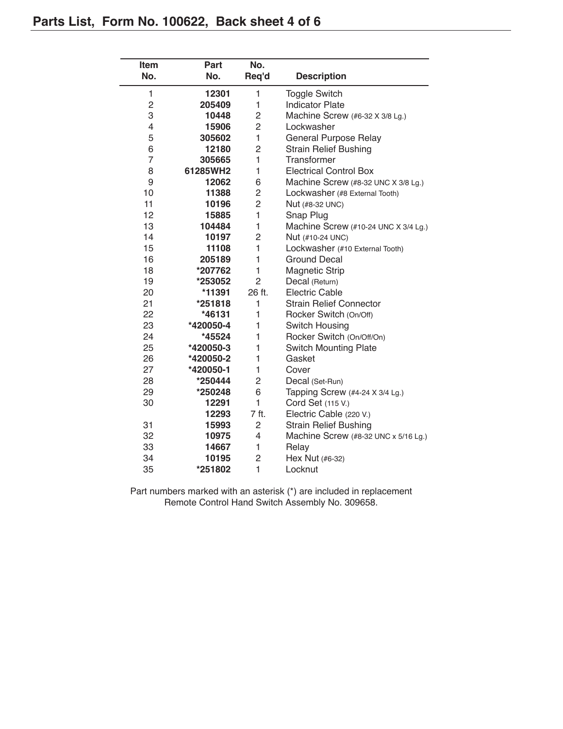## Parts List, Form No. 100622, Back sheet 4 of 6

| Item No. | Part No. | No. Req'd | Description |
|---|---|---|---|
| 1 | **12301** | 1 | Toggle Switch |
| 2 | **205409** | 1 | Indicator Plate |
| 3 | **10448** | 2 | Machine Screw (#6-32 X 3/8 Lg.) |
| 4 | **15906** | 2 | Lockwasher |
| 5 | **305602** | 1 | General Purpose Relay |
| 6 | **12180** | 2 | Strain Relief Bushing |
| 7 | **305665** | 1 | Transformer |
| 8 | **61285WH2** | 1 | Electrical Control Box |
| 9 | **12062** | 6 | Machine Screw (#8-32 UNC X 3/8 Lg.) |
| 10 | **11388** | 2 | Lockwasher (#8 External Tooth) |
| 11 | **10196** | 2 | Nut (#8-32 UNC) |
| 12 | **15885** | 1 | Snap Plug |
| 13 | **104484** | 1 | Machine Screw (#10-24 UNC X 3/4 Lg.) |
| 14 | **10197** | 2 | Nut (#10-24 UNC) |
| 15 | **11108** | 1 | Lockwasher (#10 External Tooth) |
| 16 | **205189** | 1 | Ground Decal |
| 18 | ***207762** | 1 | Magnetic Strip |
| 19 | ***253052** | 2 | Decal (Return) |
| 20 | ***11391** | 26 ft. | Electric Cable |
| 21 | ***251818** | 1 | Strain Relief Connector |
| 22 | ***46131** | 1 | Rocker Switch (On/Off) |
| 23 | ***420050-4** | 1 | Switch Housing |
| 24 | ***45524** | 1 | Rocker Switch (On/Off/On) |
| 25 | ***420050-3** | 1 | Switch Mounting Plate |
| 26 | ***420050-2** | 1 | Gasket |
| 27 | ***420050-1** | 1 | Cover |
| 28 | ***250444** | 2 | Decal (Set-Run) |
| 29 | ***250248** | 6 | Tapping Screw (#4-24 X 3/4 Lg.) |
| 30 | **12291** | 1 | Cord Set (115 V.) |
| | **12293** | 7 ft. | Electric Cable (220 V.) |
| 31 | **15993** | 2 | Strain Relief Bushing |
| 32 | **10975** | 4 | Machine Screw (#8-32 UNC x 5/16 Lg.) |
| 33 | **14667** | 1 | Relay |
| 34 | **10195** | 2 | Hex Nut (#6-32) |
| 35 | ***251802** | 1 | Locknut |

Part numbers marked with an asterisk (*) are included in replacement Remote Control Hand Switch Assembly No. 309658.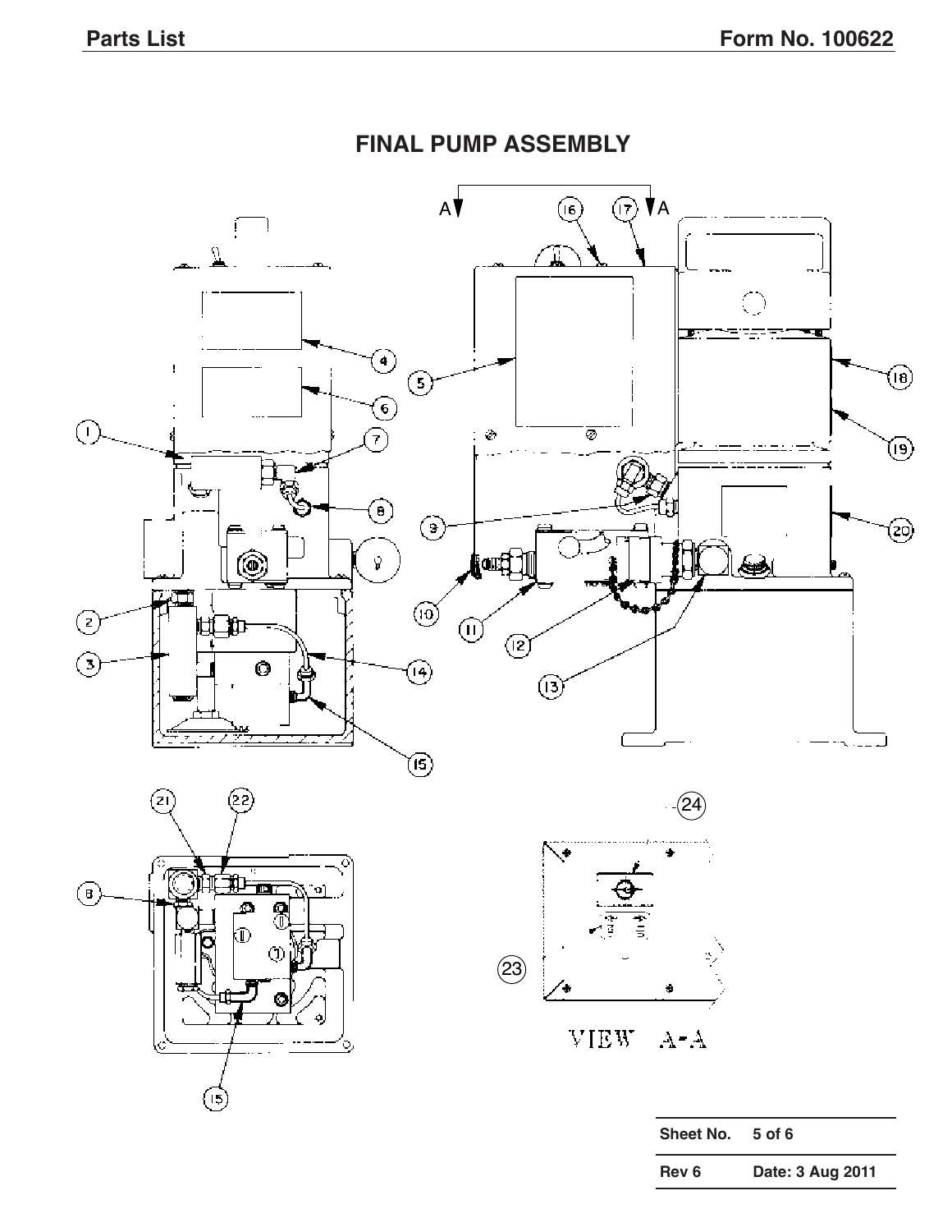# FINAL PUMP ASSEMBLY

VIEW A-A

| Sheet No. | 5 of 6 |
|---|---|
| Rev 6 | Date: 3 Aug 2011 |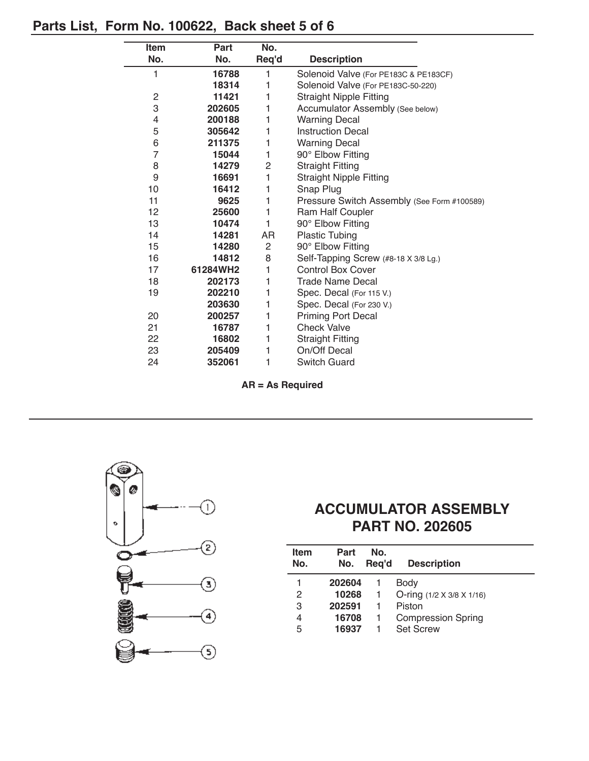## Parts List, Form No. 100622, Back sheet 5 of 6

| Item No. | Part No. | No. Req'd | Description |
|---|---|---|---|
| 1 | **16788** | 1 | Solenoid Valve (For PE183C & PE183CF) |
| | **18314** | 1 | Solenoid Valve (For PE183C-50-220) |
| 2 | **11421** | 1 | Straight Nipple Fitting |
| 3 | **202605** | 1 | Accumulator Assembly (See below) |
| 4 | **200188** | 1 | Warning Decal |
| 5 | **305642** | 1 | Instruction Decal |
| 6 | **211375** | 1 | Warning Decal |
| 7 | **15044** | 1 | 90° Elbow Fitting |
| 8 | **14279** | 2 | Straight Fitting |
| 9 | **16691** | 1 | Straight Nipple Fitting |
| 10 | **16412** | 1 | Snap Plug |
| 11 | **9625** | 1 | Pressure Switch Assembly (See Form #100589) |
| 12 | **25600** | 1 | Ram Half Coupler |
| 13 | **10474** | 1 | 90° Elbow Fitting |
| 14 | **14281** | AR | Plastic Tubing |
| 15 | **14280** | 2 | 90° Elbow Fitting |
| 16 | **14812** | 8 | Self-Tapping Screw (#8-18 X 3/8 Lg.) |
| 17 | **61284WH2** | 1 | Control Box Cover |
| 18 | **202173** | 1 | Trade Name Decal |
| 19 | **202210** | 1 | Spec. Decal (For 115 V.) |
| | **203630** | 1 | Spec. Decal (For 230 V.) |
| 20 | **200257** | 1 | Priming Port Decal |
| 21 | **16787** | 1 | Check Valve |
| 22 | **16802** | 1 | Straight Fitting |
| 23 | **205409** | 1 | On/Off Decal |
| 24 | **352061** | 1 | Switch Guard |

**AR = As Required**

## ACCUMULATOR ASSEMBLY PART NO. 202605

| Item No. | Part No. | No. Req'd | Description |
|---|---|---|---|
| 1 | **202604** | 1 | Body |
| 2 | **10268** | 1 | O-ring (1/2 X 3/8 X 1/16) |
| 3 | **202591** | 1 | Piston |
| 4 | **16708** | 1 | Compression Spring |
| 5 | **16937** | 1 | Set Screw |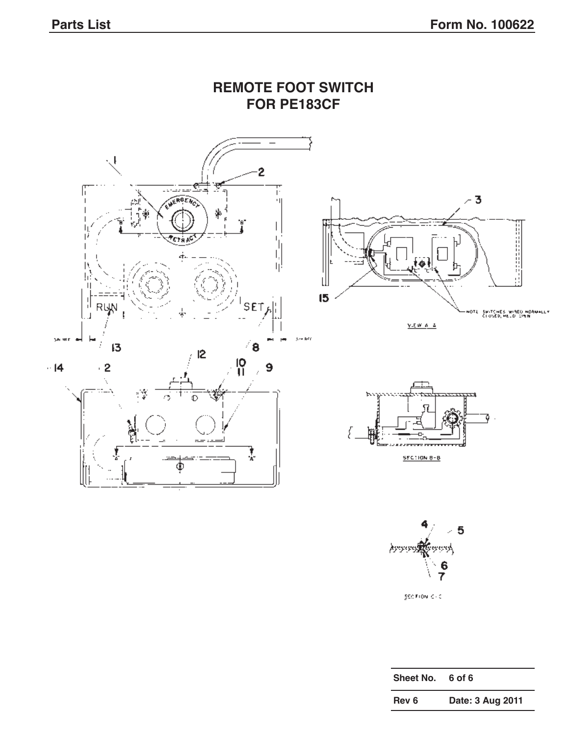# REMOTE FOOT SWITCH FOR PE183CF

EMERGENCY RETRACT

RUN SET

NOTE: SWITCHES WIRED NORMALLY CLOSED, HELD OPEN

VIEW A-A

SECTION B-B

SECTION C-C

| Sheet No. | 6 of 6 |
|---|---|
| Rev 6 | Date: 3 Aug 2011 |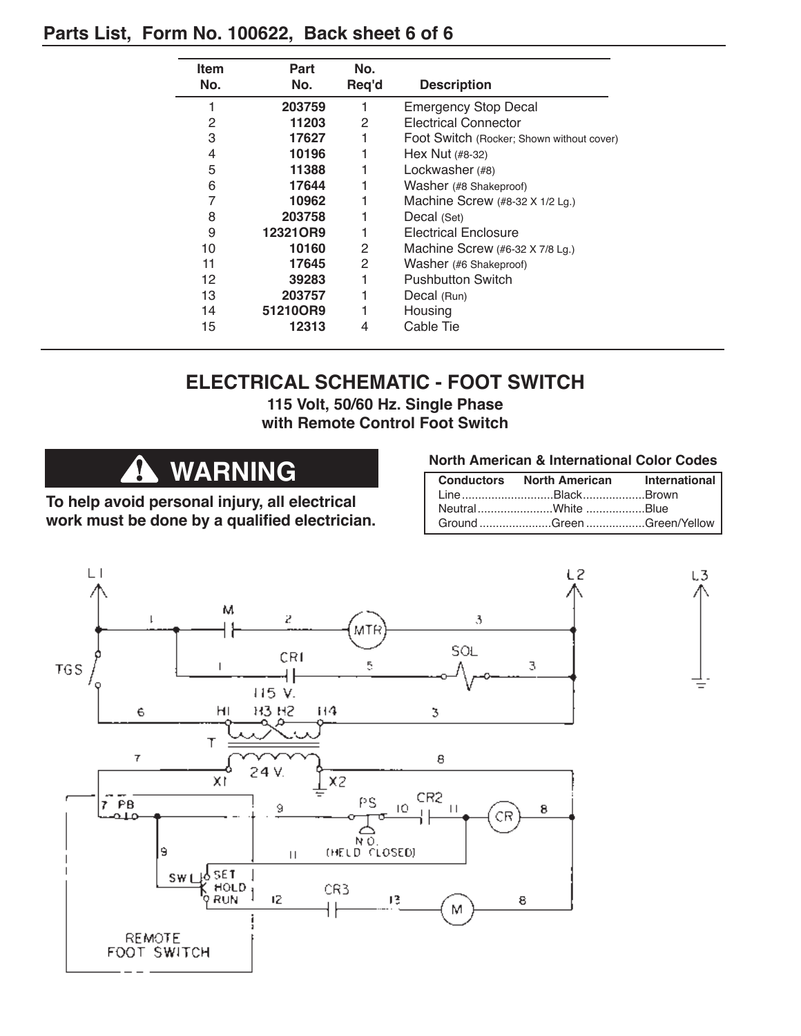## Parts List, Form No. 100622, Back sheet 6 of 6

| Item No. | Part No. | No. Req'd | Description |
|---|---|---|---|
| 1 | 203759 | 1 | Emergency Stop Decal |
| 2 | 11203 | 2 | Electrical Connector |
| 3 | 17627 | 1 | Foot Switch (Rocker; Shown without cover) |
| 4 | 10196 | 1 | Hex Nut (#8-32) |
| 5 | 11388 | 1 | Lockwasher (#8) |
| 6 | 17644 | 1 | Washer (#8 Shakeproof) |
| 7 | 10962 | 1 | Machine Screw (#8-32 X 1/2 Lg.) |
| 8 | 203758 | 1 | Decal (Set) |
| 9 | 12321OR9 | 1 | Electrical Enclosure |
| 10 | 10160 | 2 | Machine Screw (#6-32 X 7/8 Lg.) |
| 11 | 17645 | 2 | Washer (#6 Shakeproof) |
| 12 | 39283 | 1 | Pushbutton Switch |
| 13 | 203757 | 1 | Decal (Run) |
| 14 | 51210OR9 | 1 | Housing |
| 15 | 12313 | 4 | Cable Tie |

## ELECTRICAL SCHEMATIC - FOOT SWITCH

**115 Volt, 50/60 Hz. Single Phase**
**with Remote Control Foot Switch**

**⚠ WARNING**

**To help avoid personal injury, all electrical work must be done by a qualified electrician.**

**North American & International Color Codes**

| Conductors | North American | International |
|---|---|---|
| Line | Black | Brown |
| Neutral | White | Blue |
| Ground | Green | Green/Yellow |

L1
L2
L3
TGS
M
MTR
CR1
SOL
115 V.
H1 H3 H2 H4
T
24 V.
X1 X2
7 PB
PS
CR2
CR
N.O.
(HELD CLOSED)
SW
SET
HOLD
RUN
CR3
M
REMOTE
FOOT SWITCH
1 2 3 1 5 3 6 3 7 8 9 10 11 8 9 11 12 13 8